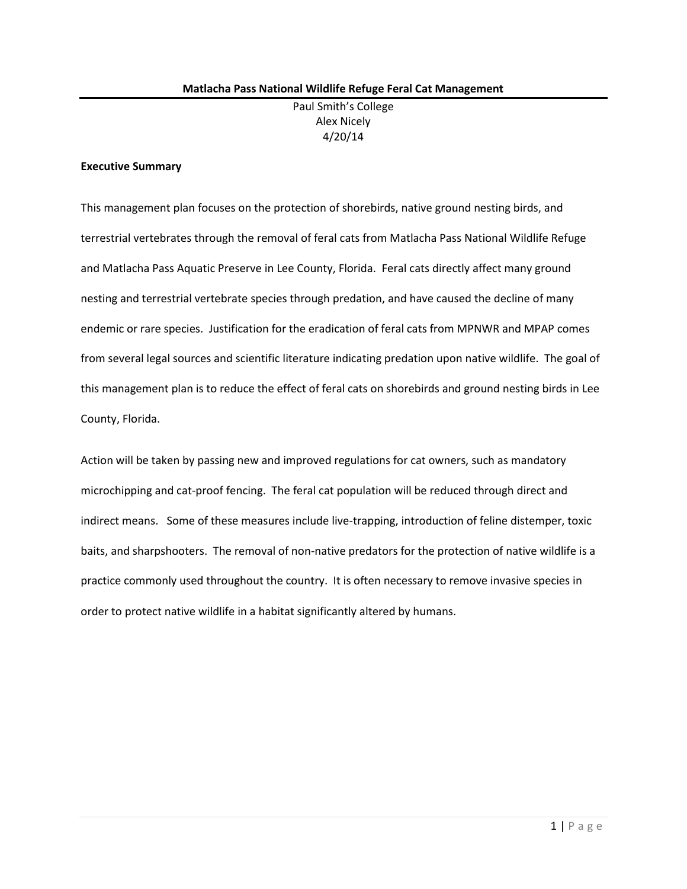# Matlacha Pass National Wildlife Refuge Feral Cat Management

Paul Smith's College
Alex Nicely
4/20/14

## Executive Summary

This management plan focuses on the protection of shorebirds, native ground nesting birds, and terrestrial vertebrates through the removal of feral cats from Matlacha Pass National Wildlife Refuge and Matlacha Pass Aquatic Preserve in Lee County, Florida. Feral cats directly affect many ground nesting and terrestrial vertebrate species through predation, and have caused the decline of many endemic or rare species. Justification for the eradication of feral cats from MPNWR and MPAP comes from several legal sources and scientific literature indicating predation upon native wildlife. The goal of this management plan is to reduce the effect of feral cats on shorebirds and ground nesting birds in Lee County, Florida.

Action will be taken by passing new and improved regulations for cat owners, such as mandatory microchipping and cat-proof fencing. The feral cat population will be reduced through direct and indirect means. Some of these measures include live-trapping, introduction of feline distemper, toxic baits, and sharpshooters. The removal of non-native predators for the protection of native wildlife is a practice commonly used throughout the country. It is often necessary to remove invasive species in order to protect native wildlife in a habitat significantly altered by humans.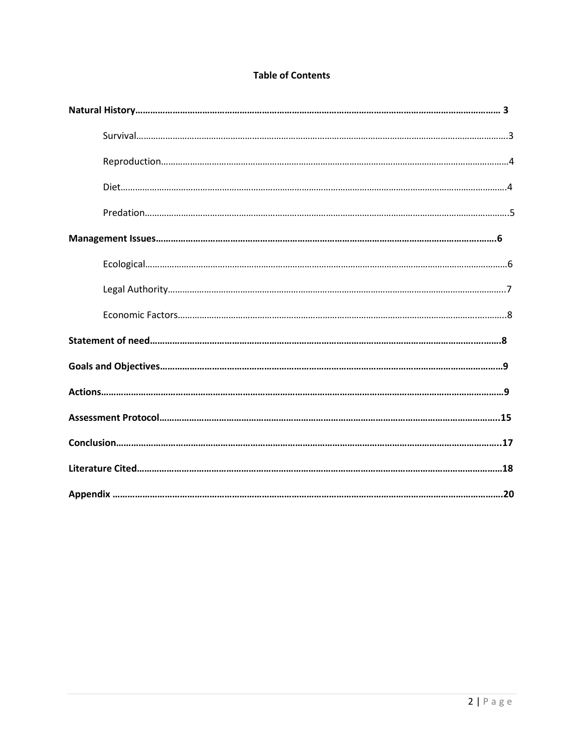**Table of Contents**

**Natural History…………………………………………………………………………………………………………………… 3**

- Survival……………………………………………………………………………………………………………………………3
- Reproduction…………………………………………………………………………………………………………………4
- Diet………………………………………………………………………………………………………………………………4
- Predation………………………………………………………………………………………………………………………5

**Management Issues……………………………………………………………………………………………………………6**

- Ecological………………………………………………………………………………………………………………………6
- Legal Authority………………………………………………………………………………………………………………7
- Economic Factors……………………………………………………………………………………………………………8

**Statement of need…………………………………………………………………………………………………………………8**

**Goals and Objectives……………………………………………………………………………………………………………9**

**Actions……………………………………………………………………………………………………………………………………9**

**Assessment Protocol…………………………………………………………………………………………………………..15**

**Conclusion……………………………………………………………………………………………………………………………17**

**Literature Cited……………………………………………………………………………………………………………………18**

**Appendix ………………………………………………………………………………………………………………………………20**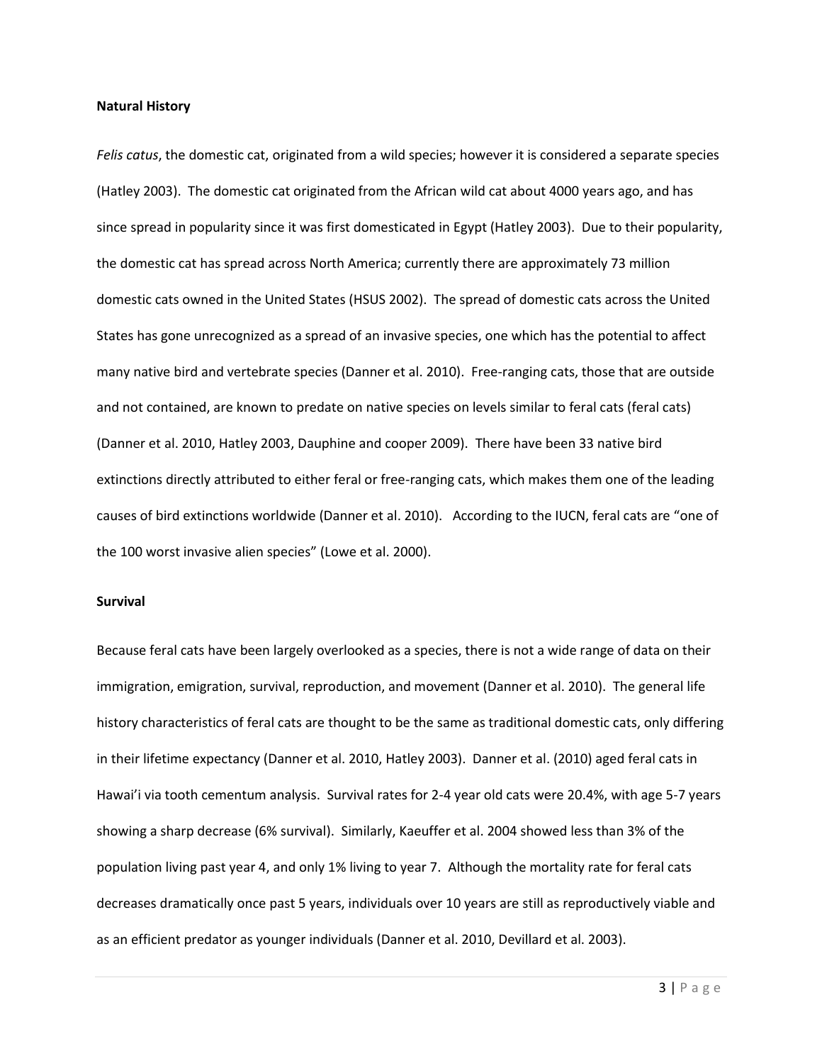## Natural History

*Felis catus*, the domestic cat, originated from a wild species; however it is considered a separate species (Hatley 2003). The domestic cat originated from the African wild cat about 4000 years ago, and has since spread in popularity since it was first domesticated in Egypt (Hatley 2003). Due to their popularity, the domestic cat has spread across North America; currently there are approximately 73 million domestic cats owned in the United States (HSUS 2002). The spread of domestic cats across the United States has gone unrecognized as a spread of an invasive species, one which has the potential to affect many native bird and vertebrate species (Danner et al. 2010). Free-ranging cats, those that are outside and not contained, are known to predate on native species on levels similar to feral cats (feral cats) (Danner et al. 2010, Hatley 2003, Dauphine and cooper 2009). There have been 33 native bird extinctions directly attributed to either feral or free-ranging cats, which makes them one of the leading causes of bird extinctions worldwide (Danner et al. 2010). According to the IUCN, feral cats are "one of the 100 worst invasive alien species" (Lowe et al. 2000).

## Survival

Because feral cats have been largely overlooked as a species, there is not a wide range of data on their immigration, emigration, survival, reproduction, and movement (Danner et al. 2010). The general life history characteristics of feral cats are thought to be the same as traditional domestic cats, only differing in their lifetime expectancy (Danner et al. 2010, Hatley 2003). Danner et al. (2010) aged feral cats in Hawai'i via tooth cementum analysis. Survival rates for 2-4 year old cats were 20.4%, with age 5-7 years showing a sharp decrease (6% survival). Similarly, Kaeuffer et al. 2004 showed less than 3% of the population living past year 4, and only 1% living to year 7. Although the mortality rate for feral cats decreases dramatically once past 5 years, individuals over 10 years are still as reproductively viable and as an efficient predator as younger individuals (Danner et al. 2010, Devillard et al. 2003).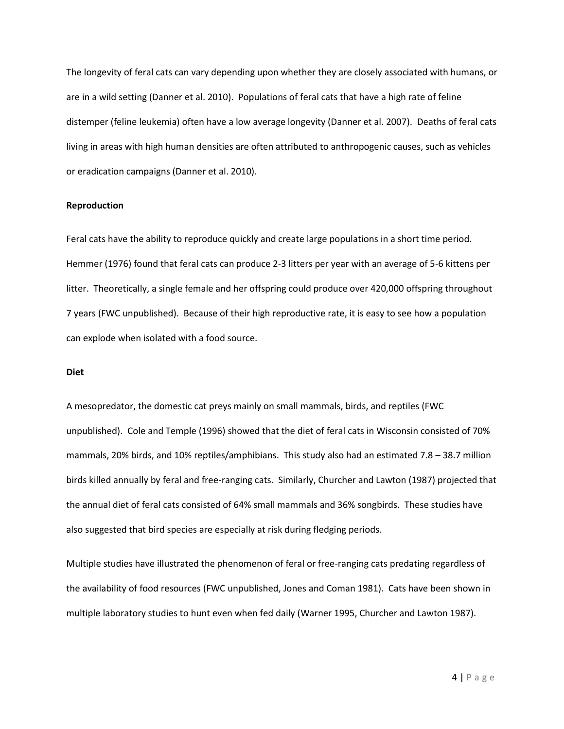The longevity of feral cats can vary depending upon whether they are closely associated with humans, or are in a wild setting (Danner et al. 2010). Populations of feral cats that have a high rate of feline distemper (feline leukemia) often have a low average longevity (Danner et al. 2007). Deaths of feral cats living in areas with high human densities are often attributed to anthropogenic causes, such as vehicles or eradication campaigns (Danner et al. 2010).

**Reproduction**

Feral cats have the ability to reproduce quickly and create large populations in a short time period. Hemmer (1976) found that feral cats can produce 2-3 litters per year with an average of 5-6 kittens per litter. Theoretically, a single female and her offspring could produce over 420,000 offspring throughout 7 years (FWC unpublished). Because of their high reproductive rate, it is easy to see how a population can explode when isolated with a food source.

**Diet**

A mesopredator, the domestic cat preys mainly on small mammals, birds, and reptiles (FWC unpublished). Cole and Temple (1996) showed that the diet of feral cats in Wisconsin consisted of 70% mammals, 20% birds, and 10% reptiles/amphibians. This study also had an estimated 7.8 – 38.7 million birds killed annually by feral and free-ranging cats. Similarly, Churcher and Lawton (1987) projected that the annual diet of feral cats consisted of 64% small mammals and 36% songbirds. These studies have also suggested that bird species are especially at risk during fledging periods.

Multiple studies have illustrated the phenomenon of feral or free-ranging cats predating regardless of the availability of food resources (FWC unpublished, Jones and Coman 1981). Cats have been shown in multiple laboratory studies to hunt even when fed daily (Warner 1995, Churcher and Lawton 1987).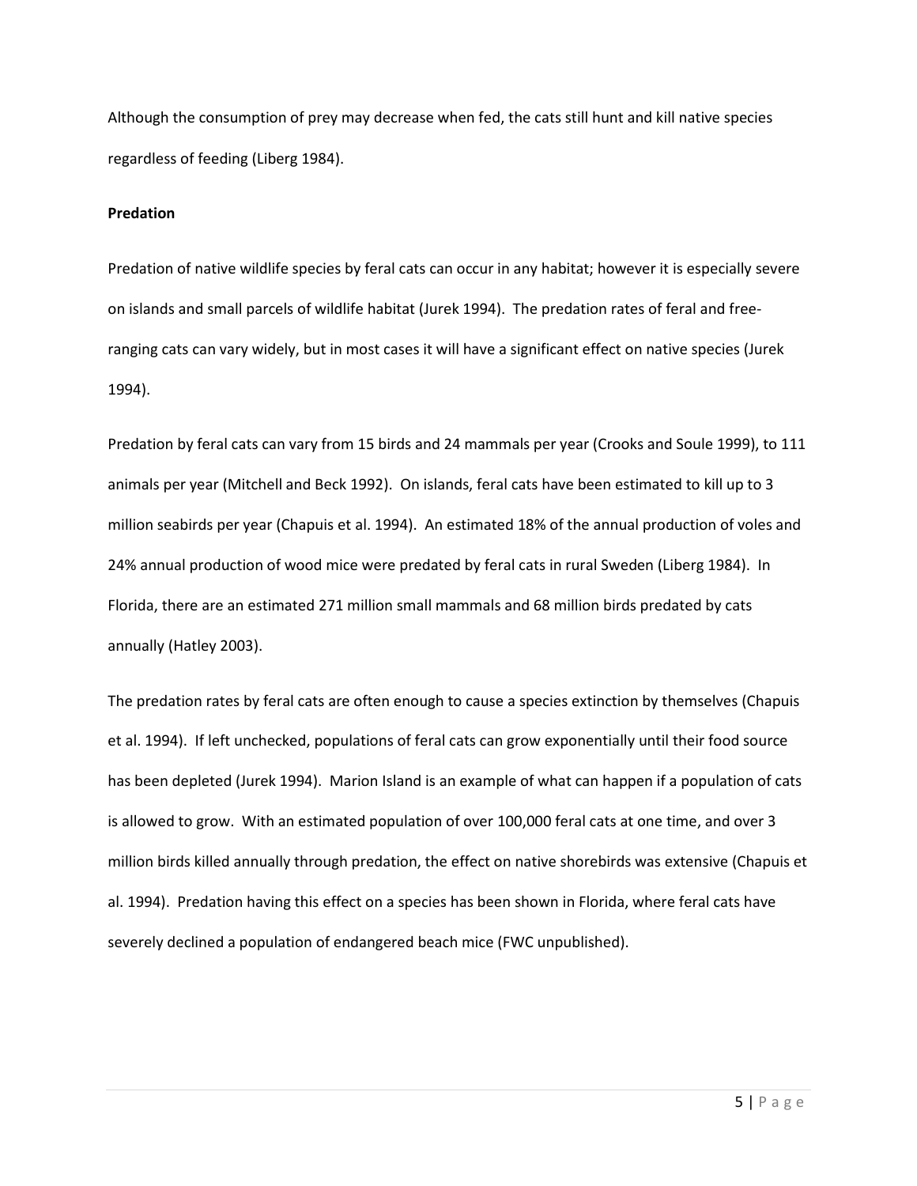Although the consumption of prey may decrease when fed, the cats still hunt and kill native species regardless of feeding (Liberg 1984).

**Predation**

Predation of native wildlife species by feral cats can occur in any habitat; however it is especially severe on islands and small parcels of wildlife habitat (Jurek 1994). The predation rates of feral and free-ranging cats can vary widely, but in most cases it will have a significant effect on native species (Jurek 1994).

Predation by feral cats can vary from 15 birds and 24 mammals per year (Crooks and Soule 1999), to 111 animals per year (Mitchell and Beck 1992). On islands, feral cats have been estimated to kill up to 3 million seabirds per year (Chapuis et al. 1994). An estimated 18% of the annual production of voles and 24% annual production of wood mice were predated by feral cats in rural Sweden (Liberg 1984). In Florida, there are an estimated 271 million small mammals and 68 million birds predated by cats annually (Hatley 2003).

The predation rates by feral cats are often enough to cause a species extinction by themselves (Chapuis et al. 1994). If left unchecked, populations of feral cats can grow exponentially until their food source has been depleted (Jurek 1994). Marion Island is an example of what can happen if a population of cats is allowed to grow. With an estimated population of over 100,000 feral cats at one time, and over 3 million birds killed annually through predation, the effect on native shorebirds was extensive (Chapuis et al. 1994). Predation having this effect on a species has been shown in Florida, where feral cats have severely declined a population of endangered beach mice (FWC unpublished).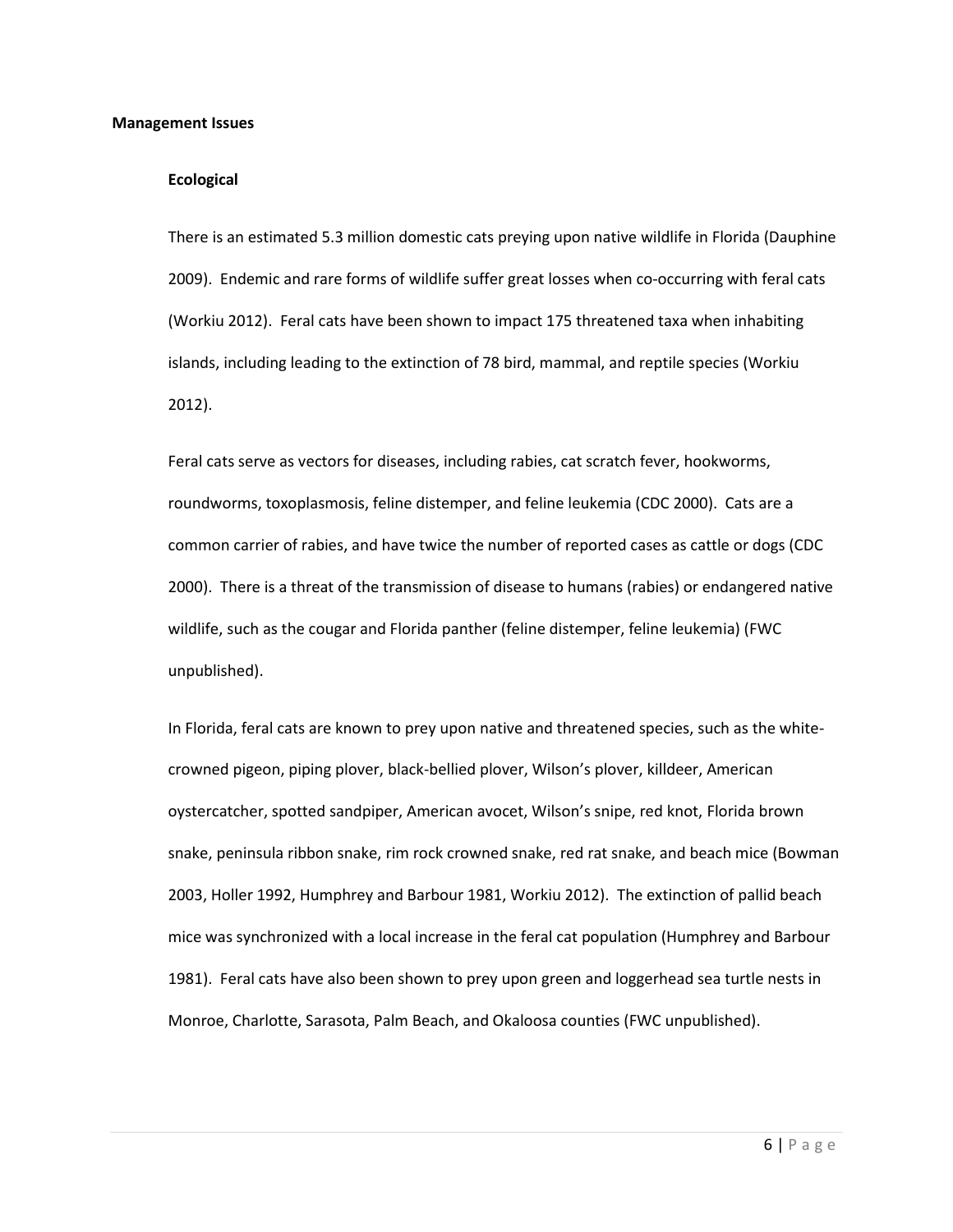## Management Issues

### Ecological

There is an estimated 5.3 million domestic cats preying upon native wildlife in Florida (Dauphine 2009). Endemic and rare forms of wildlife suffer great losses when co-occurring with feral cats (Workiu 2012). Feral cats have been shown to impact 175 threatened taxa when inhabiting islands, including leading to the extinction of 78 bird, mammal, and reptile species (Workiu 2012).

Feral cats serve as vectors for diseases, including rabies, cat scratch fever, hookworms, roundworms, toxoplasmosis, feline distemper, and feline leukemia (CDC 2000). Cats are a common carrier of rabies, and have twice the number of reported cases as cattle or dogs (CDC 2000). There is a threat of the transmission of disease to humans (rabies) or endangered native wildlife, such as the cougar and Florida panther (feline distemper, feline leukemia) (FWC unpublished).

In Florida, feral cats are known to prey upon native and threatened species, such as the white-crowned pigeon, piping plover, black-bellied plover, Wilson's plover, killdeer, American oystercatcher, spotted sandpiper, American avocet, Wilson's snipe, red knot, Florida brown snake, peninsula ribbon snake, rim rock crowned snake, red rat snake, and beach mice (Bowman 2003, Holler 1992, Humphrey and Barbour 1981, Workiu 2012). The extinction of pallid beach mice was synchronized with a local increase in the feral cat population (Humphrey and Barbour 1981). Feral cats have also been shown to prey upon green and loggerhead sea turtle nests in Monroe, Charlotte, Sarasota, Palm Beach, and Okaloosa counties (FWC unpublished).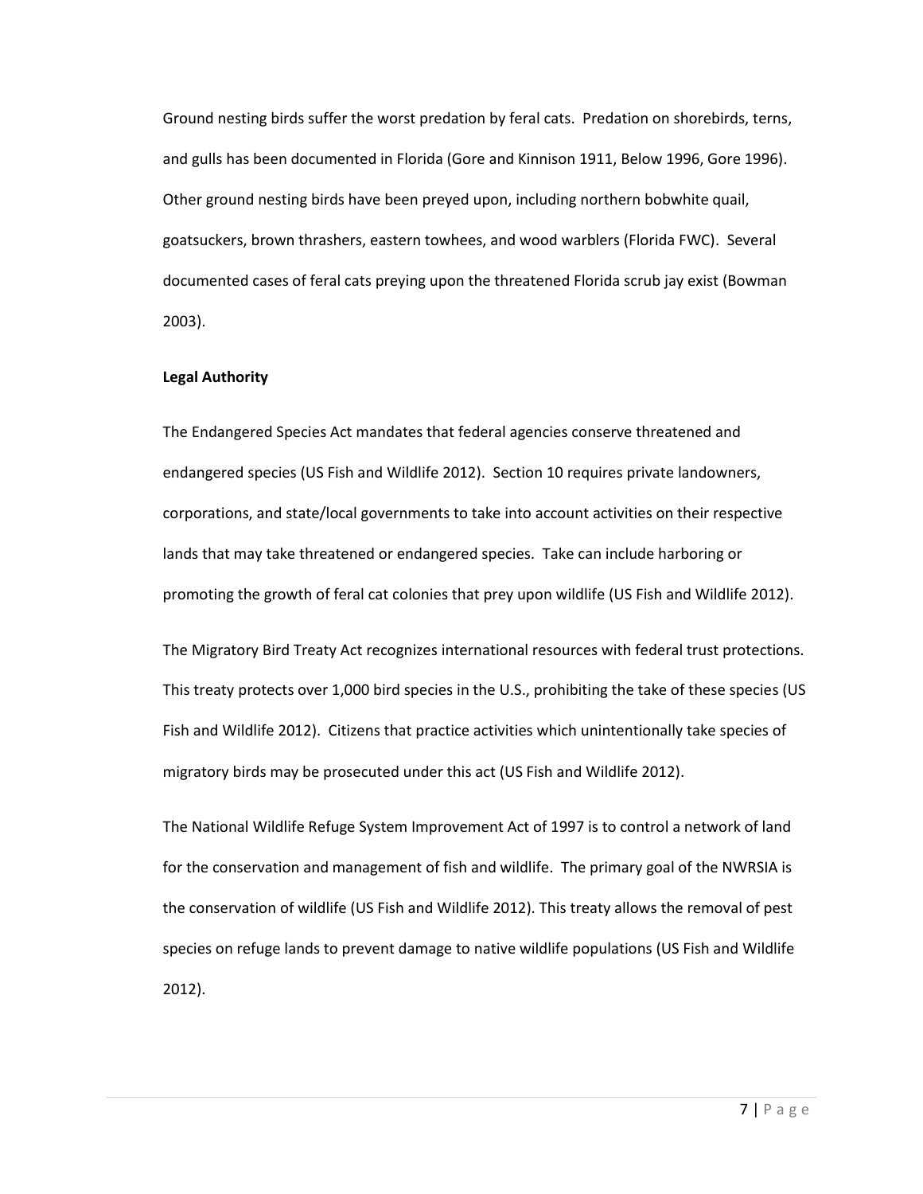Ground nesting birds suffer the worst predation by feral cats. Predation on shorebirds, terns, and gulls has been documented in Florida (Gore and Kinnison 1911, Below 1996, Gore 1996). Other ground nesting birds have been preyed upon, including northern bobwhite quail, goatsuckers, brown thrashers, eastern towhees, and wood warblers (Florida FWC). Several documented cases of feral cats preying upon the threatened Florida scrub jay exist (Bowman 2003).

**Legal Authority**

The Endangered Species Act mandates that federal agencies conserve threatened and endangered species (US Fish and Wildlife 2012). Section 10 requires private landowners, corporations, and state/local governments to take into account activities on their respective lands that may take threatened or endangered species. Take can include harboring or promoting the growth of feral cat colonies that prey upon wildlife (US Fish and Wildlife 2012).

The Migratory Bird Treaty Act recognizes international resources with federal trust protections. This treaty protects over 1,000 bird species in the U.S., prohibiting the take of these species (US Fish and Wildlife 2012). Citizens that practice activities which unintentionally take species of migratory birds may be prosecuted under this act (US Fish and Wildlife 2012).

The National Wildlife Refuge System Improvement Act of 1997 is to control a network of land for the conservation and management of fish and wildlife. The primary goal of the NWRSIA is the conservation of wildlife (US Fish and Wildlife 2012). This treaty allows the removal of pest species on refuge lands to prevent damage to native wildlife populations (US Fish and Wildlife 2012).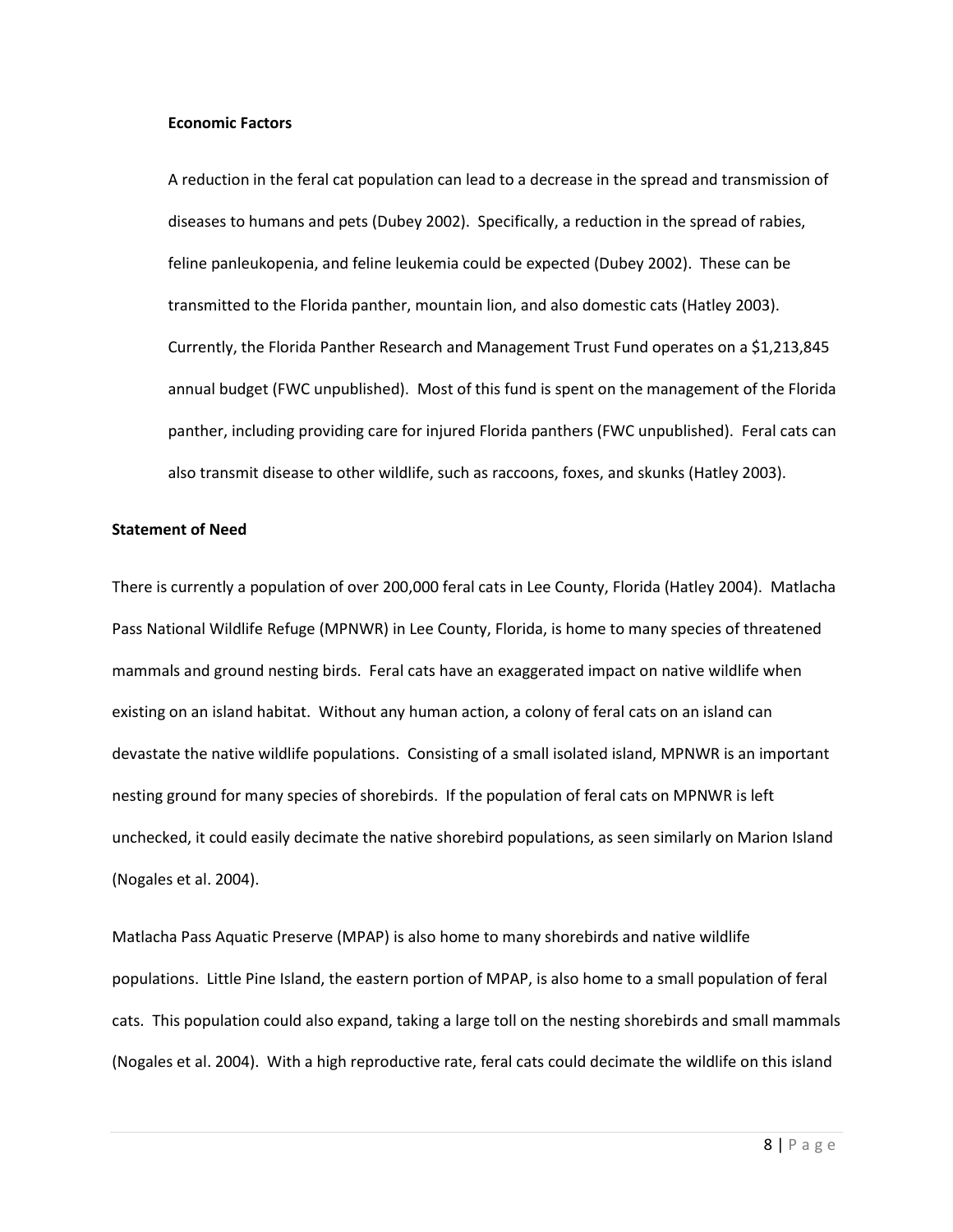### Economic Factors

A reduction in the feral cat population can lead to a decrease in the spread and transmission of diseases to humans and pets (Dubey 2002). Specifically, a reduction in the spread of rabies, feline panleukopenia, and feline leukemia could be expected (Dubey 2002). These can be transmitted to the Florida panther, mountain lion, and also domestic cats (Hatley 2003). Currently, the Florida Panther Research and Management Trust Fund operates on a $1,213,845 annual budget (FWC unpublished). Most of this fund is spent on the management of the Florida panther, including providing care for injured Florida panthers (FWC unpublished). Feral cats can also transmit disease to other wildlife, such as raccoons, foxes, and skunks (Hatley 2003).

## Statement of Need

There is currently a population of over 200,000 feral cats in Lee County, Florida (Hatley 2004). Matlacha Pass National Wildlife Refuge (MPNWR) in Lee County, Florida, is home to many species of threatened mammals and ground nesting birds. Feral cats have an exaggerated impact on native wildlife when existing on an island habitat. Without any human action, a colony of feral cats on an island can devastate the native wildlife populations. Consisting of a small isolated island, MPNWR is an important nesting ground for many species of shorebirds. If the population of feral cats on MPNWR is left unchecked, it could easily decimate the native shorebird populations, as seen similarly on Marion Island (Nogales et al. 2004).

Matlacha Pass Aquatic Preserve (MPAP) is also home to many shorebirds and native wildlife populations. Little Pine Island, the eastern portion of MPAP, is also home to a small population of feral cats. This population could also expand, taking a large toll on the nesting shorebirds and small mammals (Nogales et al. 2004). With a high reproductive rate, feral cats could decimate the wildlife on this island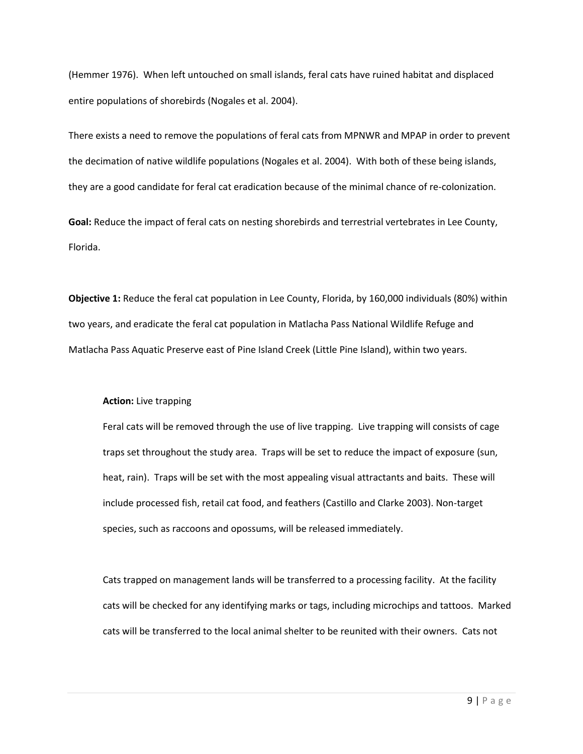(Hemmer 1976). When left untouched on small islands, feral cats have ruined habitat and displaced entire populations of shorebirds (Nogales et al. 2004).

There exists a need to remove the populations of feral cats from MPNWR and MPAP in order to prevent the decimation of native wildlife populations (Nogales et al. 2004). With both of these being islands, they are a good candidate for feral cat eradication because of the minimal chance of re-colonization.

**Goal:** Reduce the impact of feral cats on nesting shorebirds and terrestrial vertebrates in Lee County, Florida.

**Objective 1:** Reduce the feral cat population in Lee County, Florida, by 160,000 individuals (80%) within two years, and eradicate the feral cat population in Matlacha Pass National Wildlife Refuge and Matlacha Pass Aquatic Preserve east of Pine Island Creek (Little Pine Island), within two years.

**Action:** Live trapping

Feral cats will be removed through the use of live trapping. Live trapping will consists of cage traps set throughout the study area. Traps will be set to reduce the impact of exposure (sun, heat, rain). Traps will be set with the most appealing visual attractants and baits. These will include processed fish, retail cat food, and feathers (Castillo and Clarke 2003). Non-target species, such as raccoons and opossums, will be released immediately.

Cats trapped on management lands will be transferred to a processing facility. At the facility cats will be checked for any identifying marks or tags, including microchips and tattoos. Marked cats will be transferred to the local animal shelter to be reunited with their owners. Cats not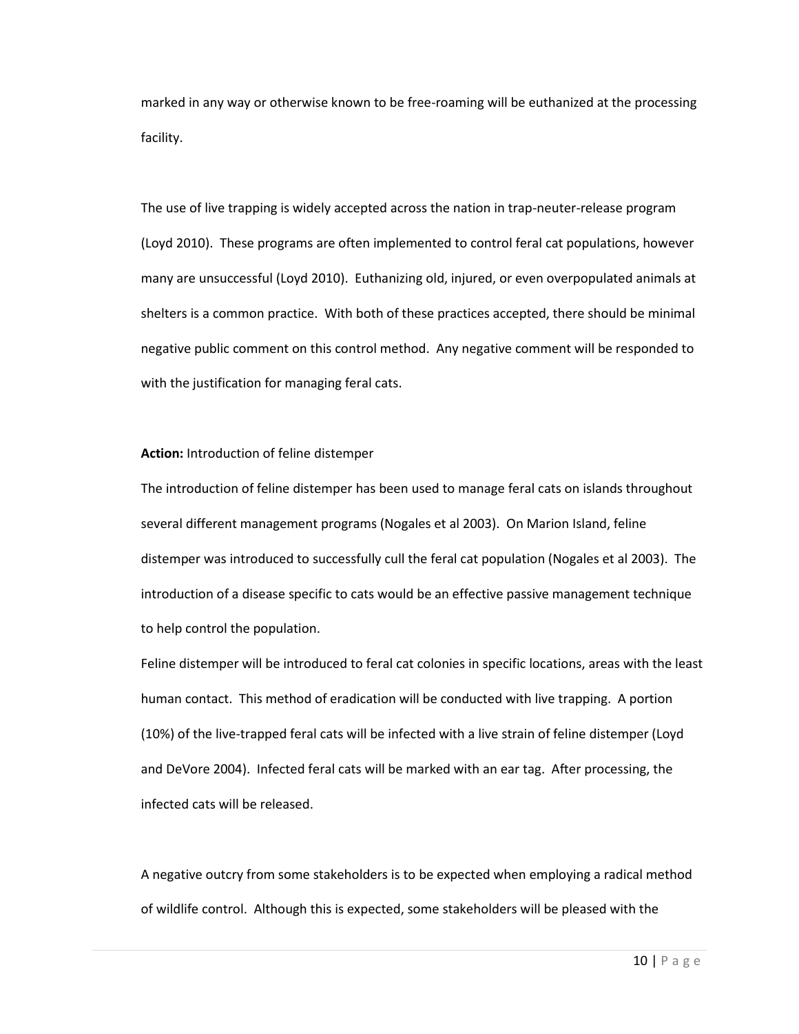marked in any way or otherwise known to be free-roaming will be euthanized at the processing facility.

The use of live trapping is widely accepted across the nation in trap-neuter-release program (Loyd 2010). These programs are often implemented to control feral cat populations, however many are unsuccessful (Loyd 2010). Euthanizing old, injured, or even overpopulated animals at shelters is a common practice. With both of these practices accepted, there should be minimal negative public comment on this control method. Any negative comment will be responded to with the justification for managing feral cats.

**Action:** Introduction of feline distemper

The introduction of feline distemper has been used to manage feral cats on islands throughout several different management programs (Nogales et al 2003). On Marion Island, feline distemper was introduced to successfully cull the feral cat population (Nogales et al 2003). The introduction of a disease specific to cats would be an effective passive management technique to help control the population.

Feline distemper will be introduced to feral cat colonies in specific locations, areas with the least human contact. This method of eradication will be conducted with live trapping. A portion (10%) of the live-trapped feral cats will be infected with a live strain of feline distemper (Loyd and DeVore 2004). Infected feral cats will be marked with an ear tag. After processing, the infected cats will be released.

A negative outcry from some stakeholders is to be expected when employing a radical method of wildlife control. Although this is expected, some stakeholders will be pleased with the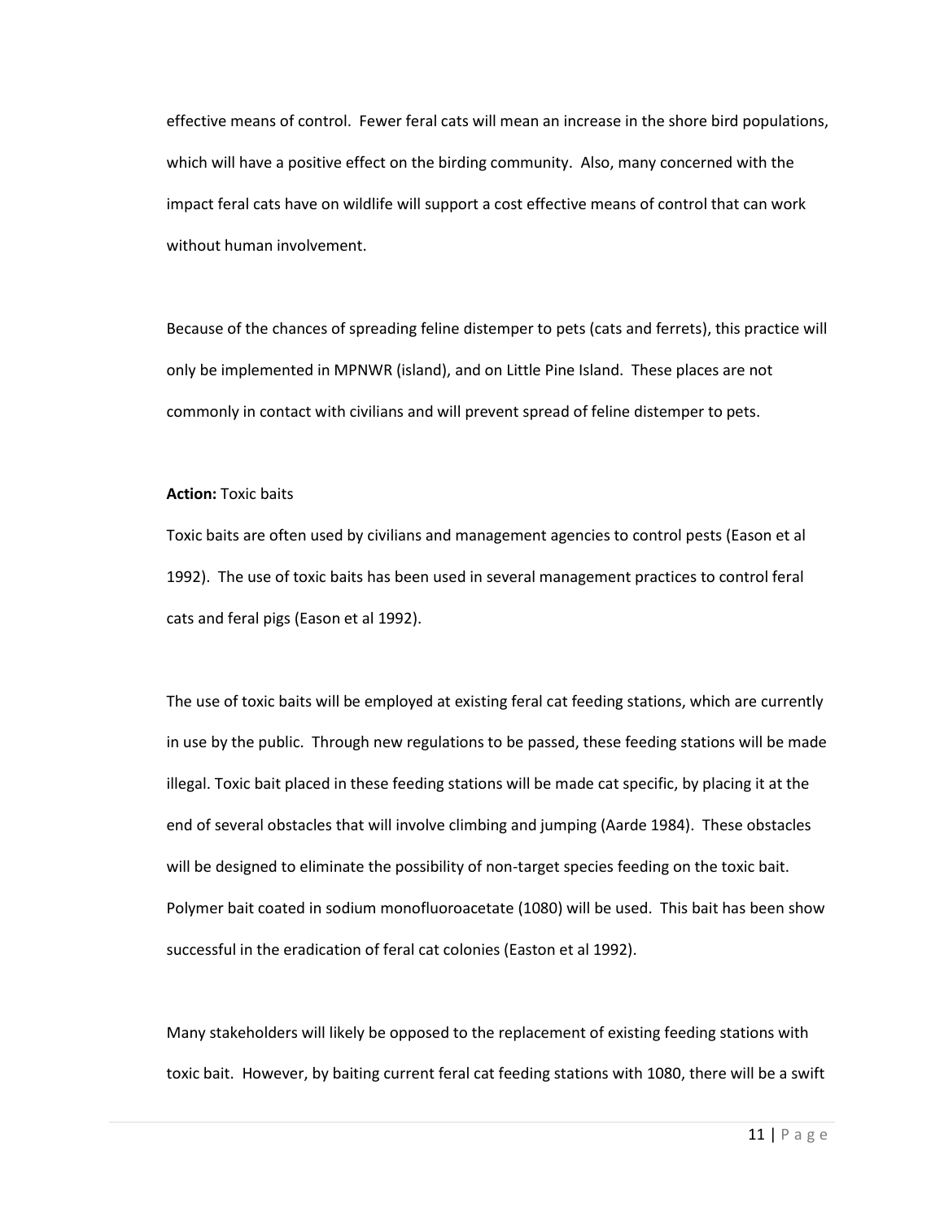effective means of control. Fewer feral cats will mean an increase in the shore bird populations, which will have a positive effect on the birding community. Also, many concerned with the impact feral cats have on wildlife will support a cost effective means of control that can work without human involvement.

Because of the chances of spreading feline distemper to pets (cats and ferrets), this practice will only be implemented in MPNWR (island), and on Little Pine Island. These places are not commonly in contact with civilians and will prevent spread of feline distemper to pets.

**Action:** Toxic baits

Toxic baits are often used by civilians and management agencies to control pests (Eason et al 1992). The use of toxic baits has been used in several management practices to control feral cats and feral pigs (Eason et al 1992).

The use of toxic baits will be employed at existing feral cat feeding stations, which are currently in use by the public. Through new regulations to be passed, these feeding stations will be made illegal. Toxic bait placed in these feeding stations will be made cat specific, by placing it at the end of several obstacles that will involve climbing and jumping (Aarde 1984). These obstacles will be designed to eliminate the possibility of non-target species feeding on the toxic bait. Polymer bait coated in sodium monofluoroacetate (1080) will be used. This bait has been show successful in the eradication of feral cat colonies (Easton et al 1992).

Many stakeholders will likely be opposed to the replacement of existing feeding stations with toxic bait. However, by baiting current feral cat feeding stations with 1080, there will be a swift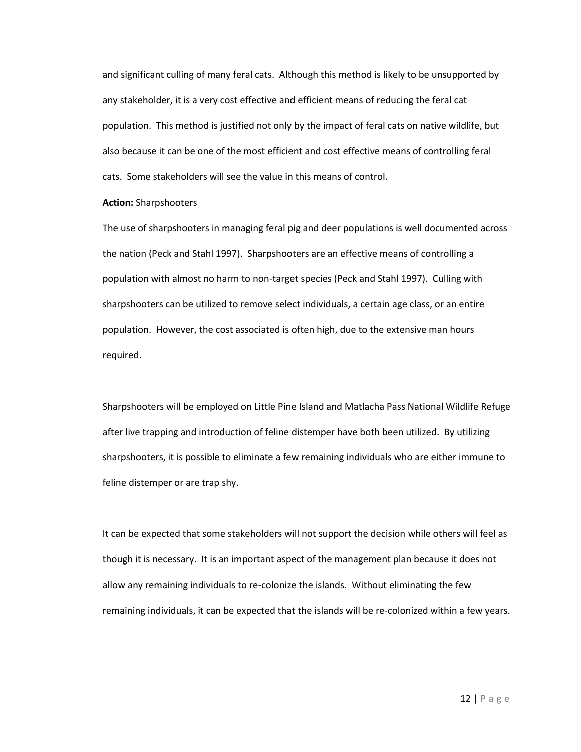and significant culling of many feral cats. Although this method is likely to be unsupported by any stakeholder, it is a very cost effective and efficient means of reducing the feral cat population. This method is justified not only by the impact of feral cats on native wildlife, but also because it can be one of the most efficient and cost effective means of controlling feral cats. Some stakeholders will see the value in this means of control.

**Action:** Sharpshooters

The use of sharpshooters in managing feral pig and deer populations is well documented across the nation (Peck and Stahl 1997). Sharpshooters are an effective means of controlling a population with almost no harm to non-target species (Peck and Stahl 1997). Culling with sharpshooters can be utilized to remove select individuals, a certain age class, or an entire population. However, the cost associated is often high, due to the extensive man hours required.

Sharpshooters will be employed on Little Pine Island and Matlacha Pass National Wildlife Refuge after live trapping and introduction of feline distemper have both been utilized. By utilizing sharpshooters, it is possible to eliminate a few remaining individuals who are either immune to feline distemper or are trap shy.

It can be expected that some stakeholders will not support the decision while others will feel as though it is necessary. It is an important aspect of the management plan because it does not allow any remaining individuals to re-colonize the islands. Without eliminating the few remaining individuals, it can be expected that the islands will be re-colonized within a few years.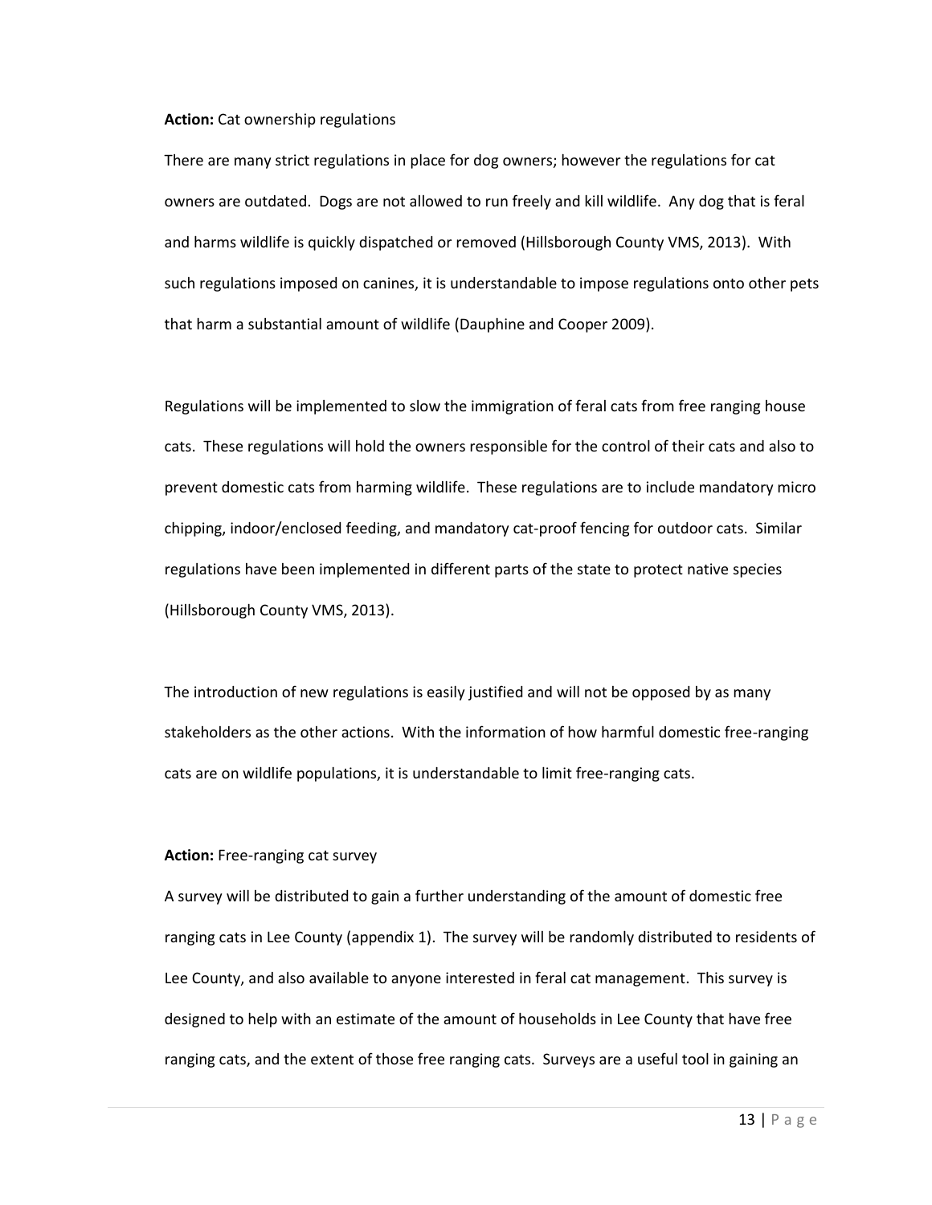**Action:** Cat ownership regulations

There are many strict regulations in place for dog owners; however the regulations for cat owners are outdated. Dogs are not allowed to run freely and kill wildlife. Any dog that is feral and harms wildlife is quickly dispatched or removed (Hillsborough County VMS, 2013). With such regulations imposed on canines, it is understandable to impose regulations onto other pets that harm a substantial amount of wildlife (Dauphine and Cooper 2009).

Regulations will be implemented to slow the immigration of feral cats from free ranging house cats. These regulations will hold the owners responsible for the control of their cats and also to prevent domestic cats from harming wildlife. These regulations are to include mandatory micro chipping, indoor/enclosed feeding, and mandatory cat-proof fencing for outdoor cats. Similar regulations have been implemented in different parts of the state to protect native species (Hillsborough County VMS, 2013).

The introduction of new regulations is easily justified and will not be opposed by as many stakeholders as the other actions. With the information of how harmful domestic free-ranging cats are on wildlife populations, it is understandable to limit free-ranging cats.

**Action:** Free-ranging cat survey

A survey will be distributed to gain a further understanding of the amount of domestic free ranging cats in Lee County (appendix 1). The survey will be randomly distributed to residents of Lee County, and also available to anyone interested in feral cat management. This survey is designed to help with an estimate of the amount of households in Lee County that have free ranging cats, and the extent of those free ranging cats. Surveys are a useful tool in gaining an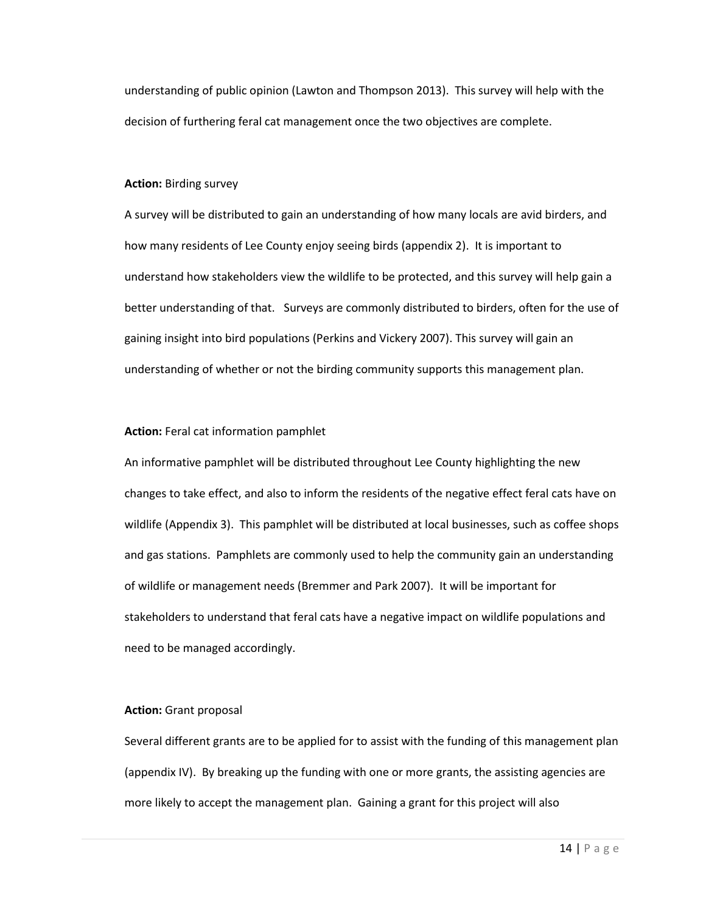understanding of public opinion (Lawton and Thompson 2013). This survey will help with the decision of furthering feral cat management once the two objectives are complete.

**Action:** Birding survey

A survey will be distributed to gain an understanding of how many locals are avid birders, and how many residents of Lee County enjoy seeing birds (appendix 2). It is important to understand how stakeholders view the wildlife to be protected, and this survey will help gain a better understanding of that. Surveys are commonly distributed to birders, often for the use of gaining insight into bird populations (Perkins and Vickery 2007). This survey will gain an understanding of whether or not the birding community supports this management plan.

**Action:** Feral cat information pamphlet

An informative pamphlet will be distributed throughout Lee County highlighting the new changes to take effect, and also to inform the residents of the negative effect feral cats have on wildlife (Appendix 3). This pamphlet will be distributed at local businesses, such as coffee shops and gas stations. Pamphlets are commonly used to help the community gain an understanding of wildlife or management needs (Bremmer and Park 2007). It will be important for stakeholders to understand that feral cats have a negative impact on wildlife populations and need to be managed accordingly.

**Action:** Grant proposal

Several different grants are to be applied for to assist with the funding of this management plan (appendix IV). By breaking up the funding with one or more grants, the assisting agencies are more likely to accept the management plan. Gaining a grant for this project will also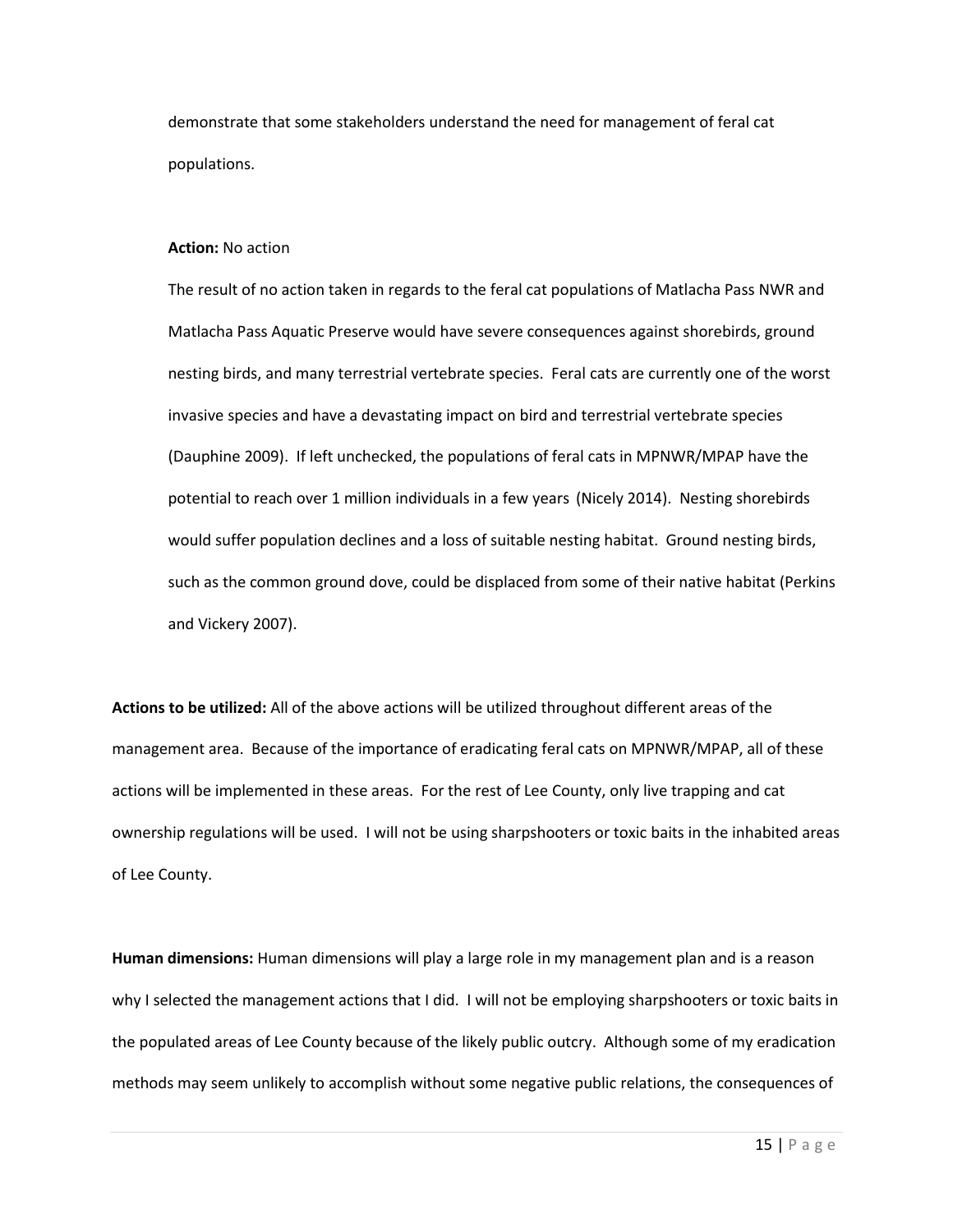demonstrate that some stakeholders understand the need for management of feral cat populations.

**Action:** No action

The result of no action taken in regards to the feral cat populations of Matlacha Pass NWR and Matlacha Pass Aquatic Preserve would have severe consequences against shorebirds, ground nesting birds, and many terrestrial vertebrate species. Feral cats are currently one of the worst invasive species and have a devastating impact on bird and terrestrial vertebrate species (Dauphine 2009). If left unchecked, the populations of feral cats in MPNWR/MPAP have the potential to reach over 1 million individuals in a few years (Nicely 2014). Nesting shorebirds would suffer population declines and a loss of suitable nesting habitat. Ground nesting birds, such as the common ground dove, could be displaced from some of their native habitat (Perkins and Vickery 2007).

**Actions to be utilized:** All of the above actions will be utilized throughout different areas of the management area. Because of the importance of eradicating feral cats on MPNWR/MPAP, all of these actions will be implemented in these areas. For the rest of Lee County, only live trapping and cat ownership regulations will be used. I will not be using sharpshooters or toxic baits in the inhabited areas of Lee County.

**Human dimensions:** Human dimensions will play a large role in my management plan and is a reason why I selected the management actions that I did. I will not be employing sharpshooters or toxic baits in the populated areas of Lee County because of the likely public outcry. Although some of my eradication methods may seem unlikely to accomplish without some negative public relations, the consequences of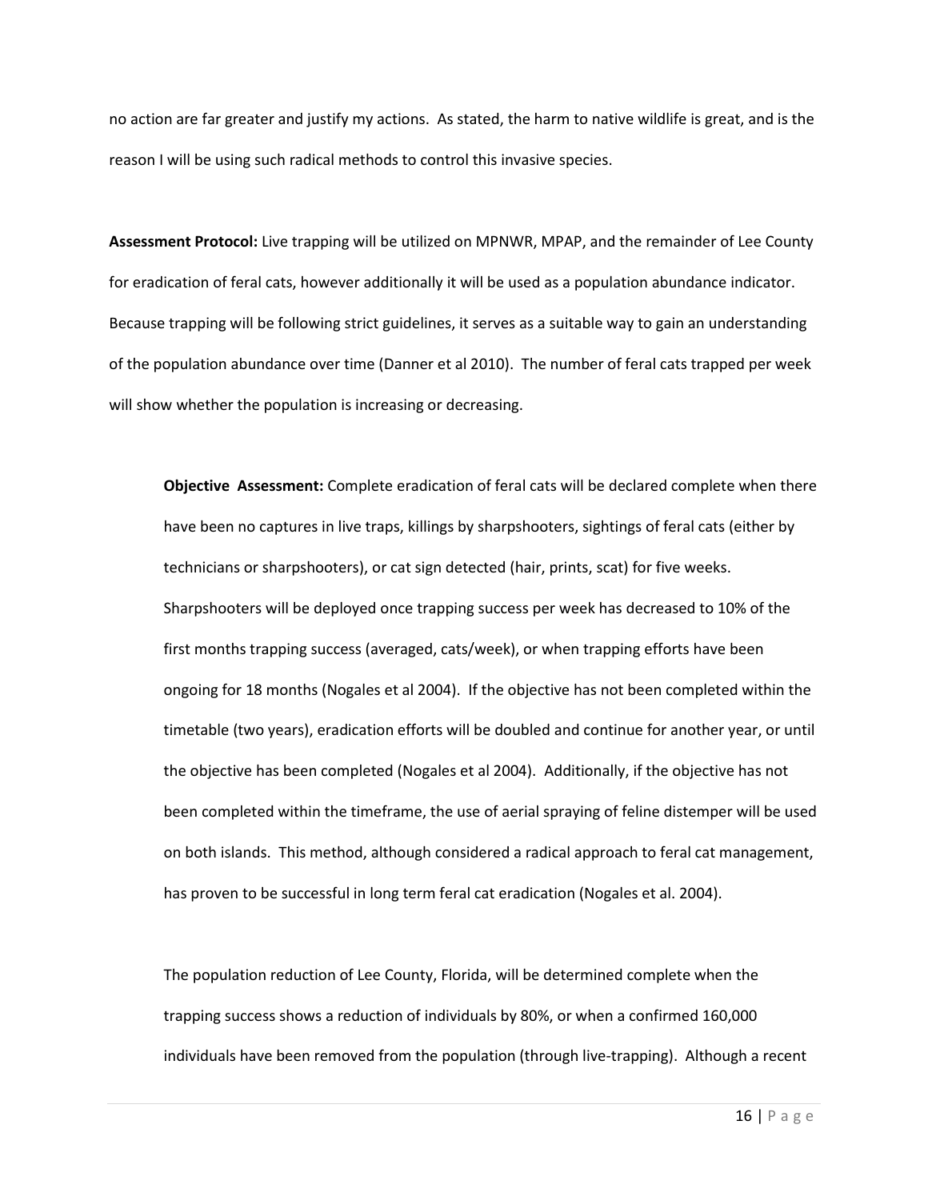no action are far greater and justify my actions. As stated, the harm to native wildlife is great, and is the reason I will be using such radical methods to control this invasive species.

**Assessment Protocol:** Live trapping will be utilized on MPNWR, MPAP, and the remainder of Lee County for eradication of feral cats, however additionally it will be used as a population abundance indicator. Because trapping will be following strict guidelines, it serves as a suitable way to gain an understanding of the population abundance over time (Danner et al 2010). The number of feral cats trapped per week will show whether the population is increasing or decreasing.

**Objective Assessment:** Complete eradication of feral cats will be declared complete when there have been no captures in live traps, killings by sharpshooters, sightings of feral cats (either by technicians or sharpshooters), or cat sign detected (hair, prints, scat) for five weeks. Sharpshooters will be deployed once trapping success per week has decreased to 10% of the first months trapping success (averaged, cats/week), or when trapping efforts have been ongoing for 18 months (Nogales et al 2004). If the objective has not been completed within the timetable (two years), eradication efforts will be doubled and continue for another year, or until the objective has been completed (Nogales et al 2004). Additionally, if the objective has not been completed within the timeframe, the use of aerial spraying of feline distemper will be used on both islands. This method, although considered a radical approach to feral cat management, has proven to be successful in long term feral cat eradication (Nogales et al. 2004).

The population reduction of Lee County, Florida, will be determined complete when the trapping success shows a reduction of individuals by 80%, or when a confirmed 160,000 individuals have been removed from the population (through live-trapping). Although a recent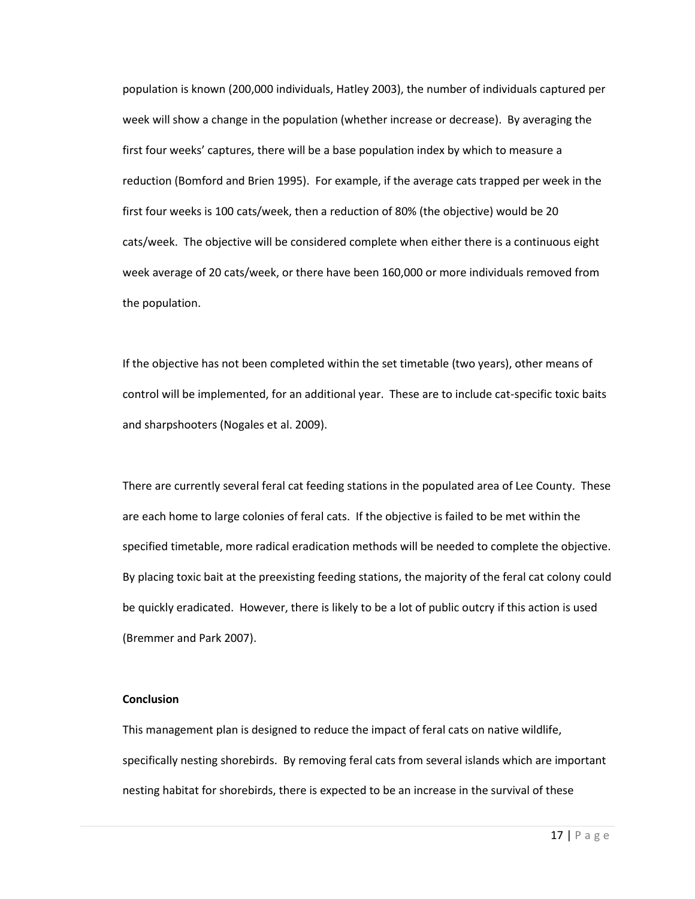population is known (200,000 individuals, Hatley 2003), the number of individuals captured per week will show a change in the population (whether increase or decrease). By averaging the first four weeks' captures, there will be a base population index by which to measure a reduction (Bomford and Brien 1995). For example, if the average cats trapped per week in the first four weeks is 100 cats/week, then a reduction of 80% (the objective) would be 20 cats/week. The objective will be considered complete when either there is a continuous eight week average of 20 cats/week, or there have been 160,000 or more individuals removed from the population.

If the objective has not been completed within the set timetable (two years), other means of control will be implemented, for an additional year. These are to include cat-specific toxic baits and sharpshooters (Nogales et al. 2009).

There are currently several feral cat feeding stations in the populated area of Lee County. These are each home to large colonies of feral cats. If the objective is failed to be met within the specified timetable, more radical eradication methods will be needed to complete the objective. By placing toxic bait at the preexisting feeding stations, the majority of the feral cat colony could be quickly eradicated. However, there is likely to be a lot of public outcry if this action is used (Bremmer and Park 2007).

**Conclusion**

This management plan is designed to reduce the impact of feral cats on native wildlife, specifically nesting shorebirds. By removing feral cats from several islands which are important nesting habitat for shorebirds, there is expected to be an increase in the survival of these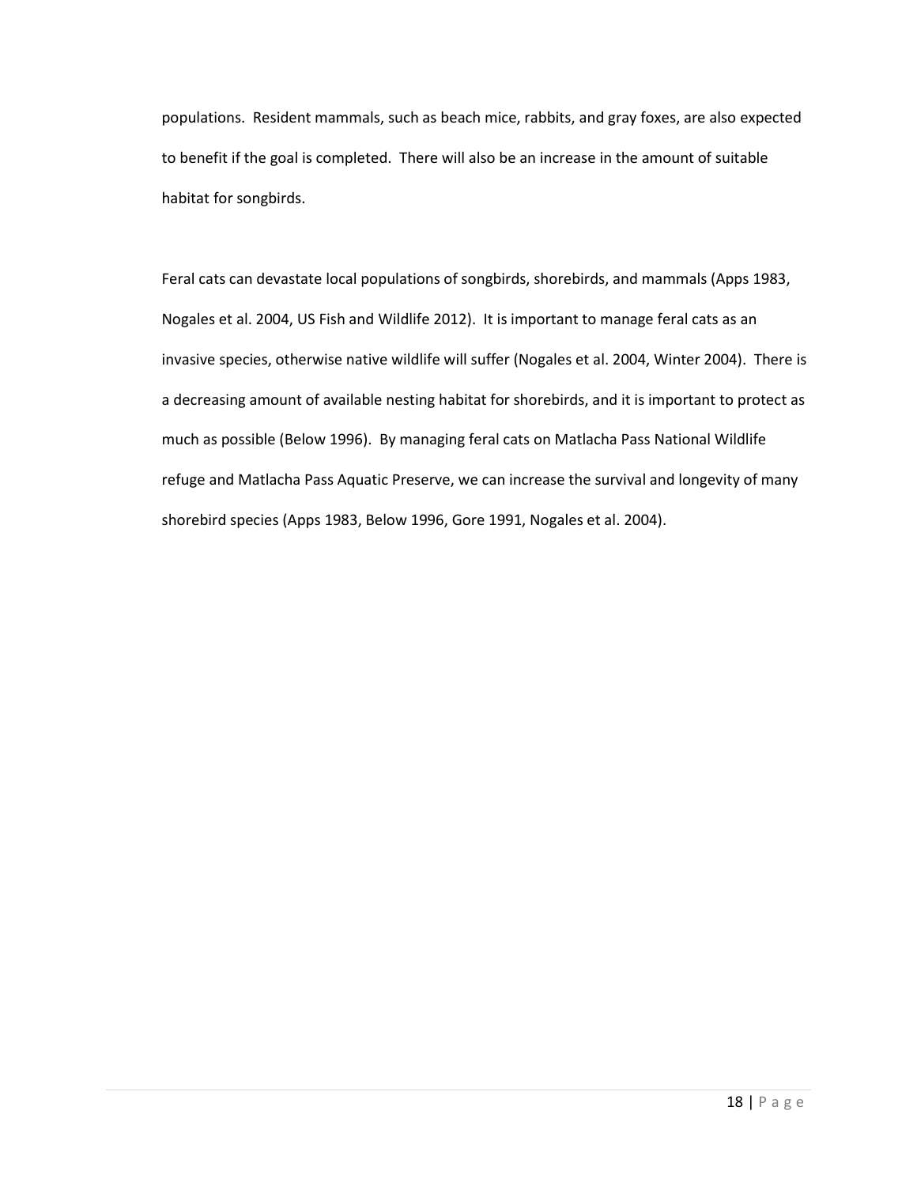populations. Resident mammals, such as beach mice, rabbits, and gray foxes, are also expected to benefit if the goal is completed. There will also be an increase in the amount of suitable habitat for songbirds.

Feral cats can devastate local populations of songbirds, shorebirds, and mammals (Apps 1983, Nogales et al. 2004, US Fish and Wildlife 2012). It is important to manage feral cats as an invasive species, otherwise native wildlife will suffer (Nogales et al. 2004, Winter 2004). There is a decreasing amount of available nesting habitat for shorebirds, and it is important to protect as much as possible (Below 1996). By managing feral cats on Matlacha Pass National Wildlife refuge and Matlacha Pass Aquatic Preserve, we can increase the survival and longevity of many shorebird species (Apps 1983, Below 1996, Gore 1991, Nogales et al. 2004).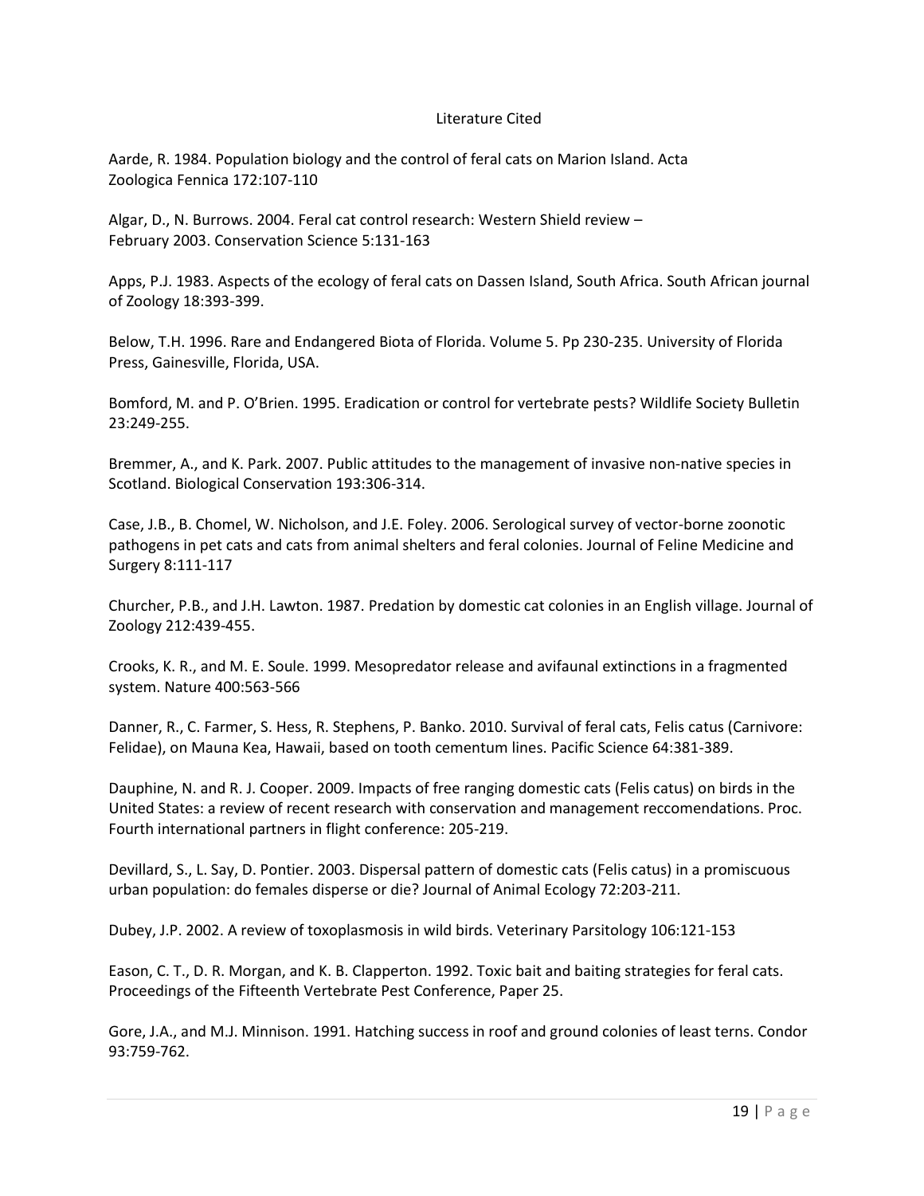## Literature Cited

Aarde, R. 1984. Population biology and the control of feral cats on Marion Island. Acta Zoologica Fennica 172:107-110

Algar, D., N. Burrows. 2004. Feral cat control research: Western Shield review – February 2003. Conservation Science 5:131-163

Apps, P.J. 1983. Aspects of the ecology of feral cats on Dassen Island, South Africa. South African journal of Zoology 18:393-399.

Below, T.H. 1996. Rare and Endangered Biota of Florida. Volume 5. Pp 230-235. University of Florida Press, Gainesville, Florida, USA.

Bomford, M. and P. O'Brien. 1995. Eradication or control for vertebrate pests? Wildlife Society Bulletin 23:249-255.

Bremmer, A., and K. Park. 2007. Public attitudes to the management of invasive non-native species in Scotland. Biological Conservation 193:306-314.

Case, J.B., B. Chomel, W. Nicholson, and J.E. Foley. 2006. Serological survey of vector-borne zoonotic pathogens in pet cats and cats from animal shelters and feral colonies. Journal of Feline Medicine and Surgery 8:111-117

Churcher, P.B., and J.H. Lawton. 1987. Predation by domestic cat colonies in an English village. Journal of Zoology 212:439-455.

Crooks, K. R., and M. E. Soule. 1999. Mesopredator release and avifaunal extinctions in a fragmented system. Nature 400:563-566

Danner, R., C. Farmer, S. Hess, R. Stephens, P. Banko. 2010. Survival of feral cats, Felis catus (Carnivore: Felidae), on Mauna Kea, Hawaii, based on tooth cementum lines. Pacific Science 64:381-389.

Dauphine, N. and R. J. Cooper. 2009. Impacts of free ranging domestic cats (Felis catus) on birds in the United States: a review of recent research with conservation and management reccomendations. Proc. Fourth international partners in flight conference: 205-219.

Devillard, S., L. Say, D. Pontier. 2003. Dispersal pattern of domestic cats (Felis catus) in a promiscuous urban population: do females disperse or die? Journal of Animal Ecology 72:203-211.

Dubey, J.P. 2002. A review of toxoplasmosis in wild birds. Veterinary Parsitology 106:121-153

Eason, C. T., D. R. Morgan, and K. B. Clapperton. 1992. Toxic bait and baiting strategies for feral cats. Proceedings of the Fifteenth Vertebrate Pest Conference, Paper 25.

Gore, J.A., and M.J. Minnison. 1991. Hatching success in roof and ground colonies of least terns. Condor 93:759-762.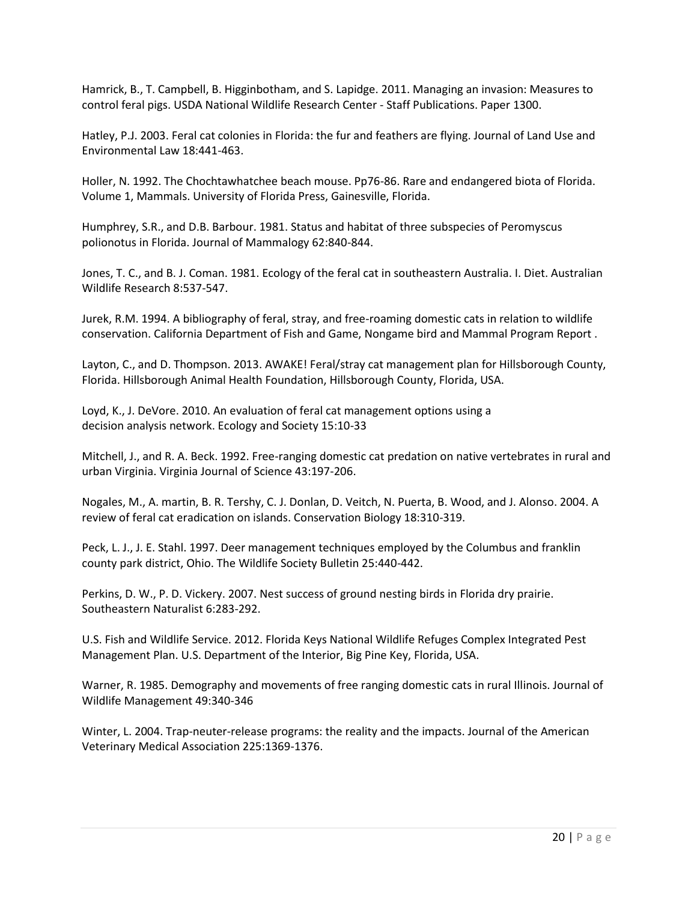Hamrick, B., T. Campbell, B. Higginbotham, and S. Lapidge. 2011. Managing an invasion: Measures to control feral pigs. USDA National Wildlife Research Center - Staff Publications. Paper 1300.

Hatley, P.J. 2003. Feral cat colonies in Florida: the fur and feathers are flying. Journal of Land Use and Environmental Law 18:441-463.

Holler, N. 1992. The Chochtawhatchee beach mouse. Pp76-86. Rare and endangered biota of Florida. Volume 1, Mammals. University of Florida Press, Gainesville, Florida.

Humphrey, S.R., and D.B. Barbour. 1981. Status and habitat of three subspecies of Peromyscus polionotus in Florida. Journal of Mammalogy 62:840-844.

Jones, T. C., and B. J. Coman. 1981. Ecology of the feral cat in southeastern Australia. I. Diet. Australian Wildlife Research 8:537-547.

Jurek, R.M. 1994. A bibliography of feral, stray, and free-roaming domestic cats in relation to wildlife conservation. California Department of Fish and Game, Nongame bird and Mammal Program Report .

Layton, C., and D. Thompson. 2013. AWAKE! Feral/stray cat management plan for Hillsborough County, Florida. Hillsborough Animal Health Foundation, Hillsborough County, Florida, USA.

Loyd, K., J. DeVore. 2010. An evaluation of feral cat management options using a decision analysis network. Ecology and Society 15:10-33

Mitchell, J., and R. A. Beck. 1992. Free-ranging domestic cat predation on native vertebrates in rural and urban Virginia. Virginia Journal of Science 43:197-206.

Nogales, M., A. martin, B. R. Tershy, C. J. Donlan, D. Veitch, N. Puerta, B. Wood, and J. Alonso. 2004. A review of feral cat eradication on islands. Conservation Biology 18:310-319.

Peck, L. J., J. E. Stahl. 1997. Deer management techniques employed by the Columbus and franklin county park district, Ohio. The Wildlife Society Bulletin 25:440-442.

Perkins, D. W., P. D. Vickery. 2007. Nest success of ground nesting birds in Florida dry prairie. Southeastern Naturalist 6:283-292.

U.S. Fish and Wildlife Service. 2012. Florida Keys National Wildlife Refuges Complex Integrated Pest Management Plan. U.S. Department of the Interior, Big Pine Key, Florida, USA.

Warner, R. 1985. Demography and movements of free ranging domestic cats in rural Illinois. Journal of Wildlife Management 49:340-346

Winter, L. 2004. Trap-neuter-release programs: the reality and the impacts. Journal of the American Veterinary Medical Association 225:1369-1376.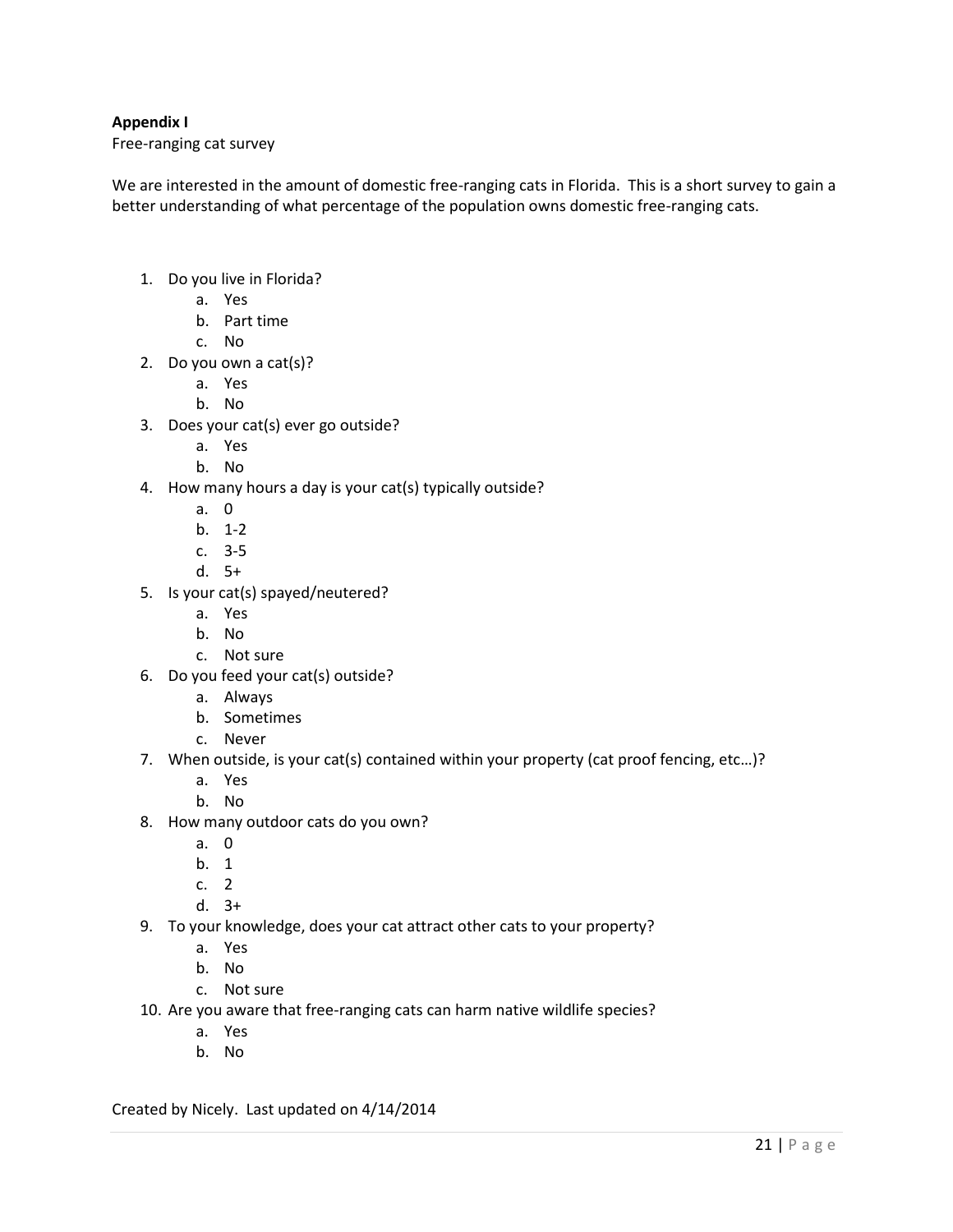**Appendix I**

Free-ranging cat survey

We are interested in the amount of domestic free-ranging cats in Florida. This is a short survey to gain a better understanding of what percentage of the population owns domestic free-ranging cats.

1. Do you live in Florida?
   a. Yes
   b. Part time
   c. No
2. Do you own a cat(s)?
   a. Yes
   b. No
3. Does your cat(s) ever go outside?
   a. Yes
   b. No
4. How many hours a day is your cat(s) typically outside?
   a. 0
   b. 1-2
   c. 3-5
   d. 5+
5. Is your cat(s) spayed/neutered?
   a. Yes
   b. No
   c. Not sure
6. Do you feed your cat(s) outside?
   a. Always
   b. Sometimes
   c. Never
7. When outside, is your cat(s) contained within your property (cat proof fencing, etc…)?
   a. Yes
   b. No
8. How many outdoor cats do you own?
   a. 0
   b. 1
   c. 2
   d. 3+
9. To your knowledge, does your cat attract other cats to your property?
   a. Yes
   b. No
   c. Not sure
10. Are you aware that free-ranging cats can harm native wildlife species?
    a. Yes
    b. No

Created by Nicely. Last updated on 4/14/2014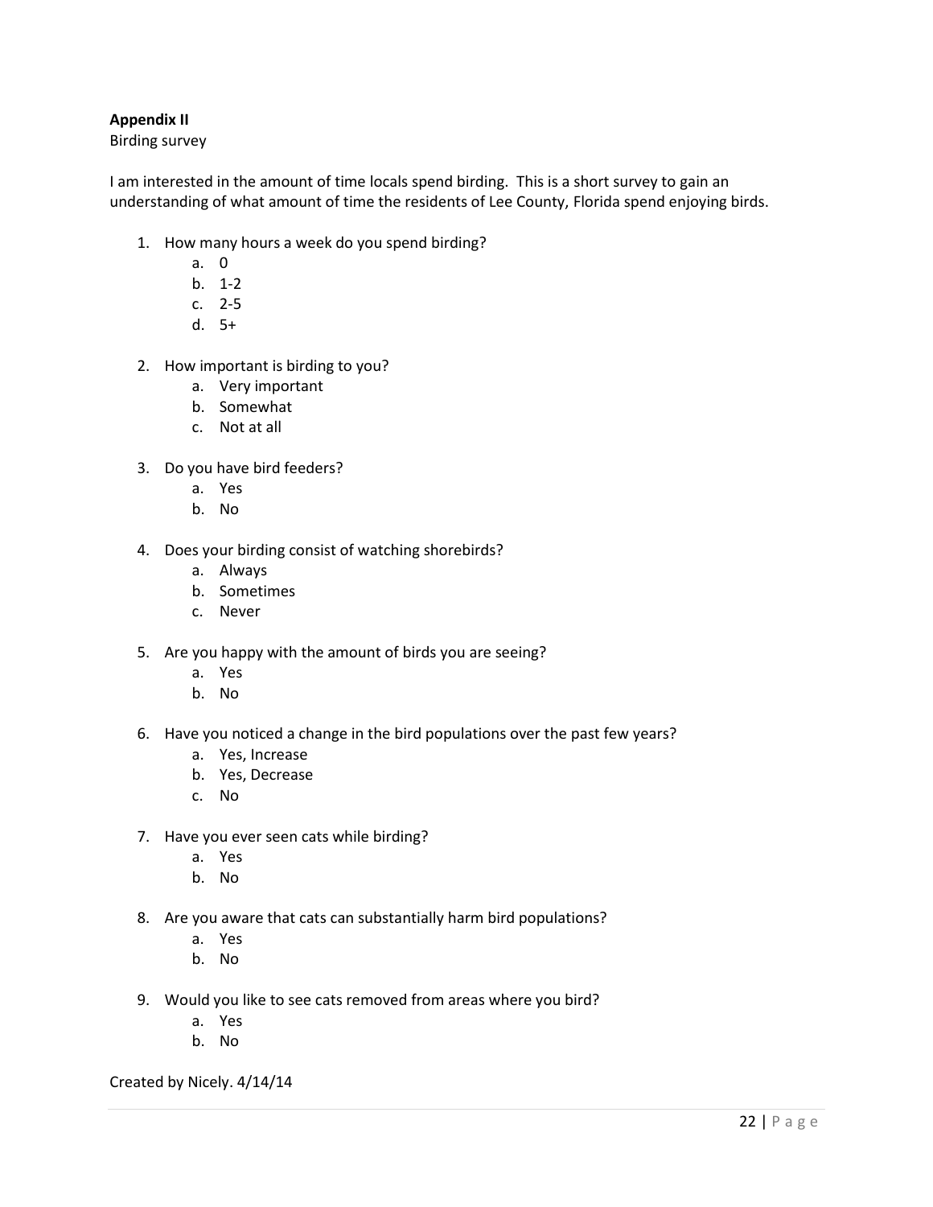**Appendix II**

Birding survey

I am interested in the amount of time locals spend birding. This is a short survey to gain an understanding of what amount of time the residents of Lee County, Florida spend enjoying birds.

1. How many hours a week do you spend birding?
   a. 0
   b. 1-2
   c. 2-5
   d. 5+

2. How important is birding to you?
   a. Very important
   b. Somewhat
   c. Not at all

3. Do you have bird feeders?
   a. Yes
   b. No

4. Does your birding consist of watching shorebirds?
   a. Always
   b. Sometimes
   c. Never

5. Are you happy with the amount of birds you are seeing?
   a. Yes
   b. No

6. Have you noticed a change in the bird populations over the past few years?
   a. Yes, Increase
   b. Yes, Decrease
   c. No

7. Have you ever seen cats while birding?
   a. Yes
   b. No

8. Are you aware that cats can substantially harm bird populations?
   a. Yes
   b. No

9. Would you like to see cats removed from areas where you bird?
   a. Yes
   b. No

Created by Nicely. 4/14/14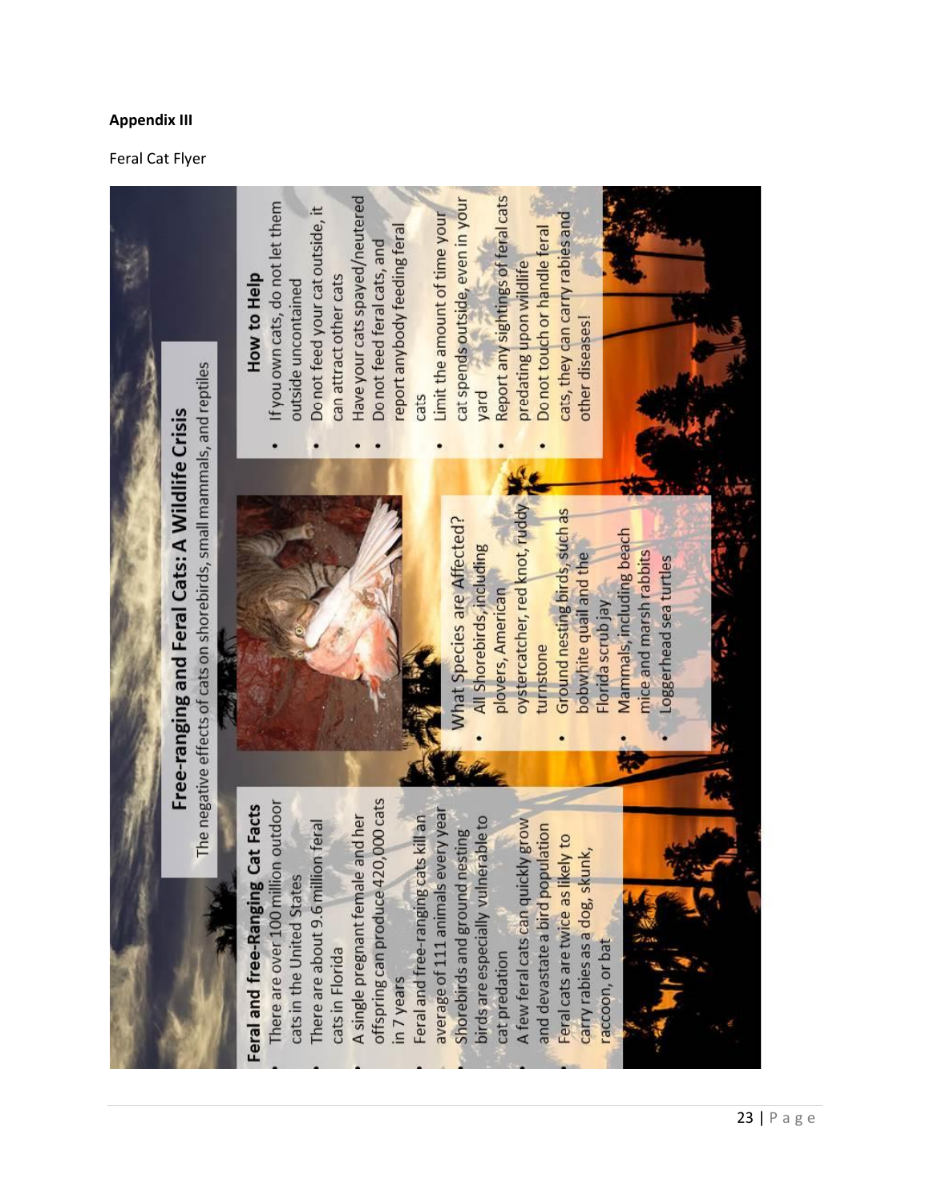**Appendix III**

Feral Cat Flyer

## Free-ranging and Feral Cats: A Wildlife Crisis

The negative effects of cats on shorebirds, small mammals, and reptiles

### Feral and free-Ranging Cat Facts

- There are over 100 million outdoor cats in the United States
- There are about 9.6 million feral cats in Florida
- A single pregnant female and her offspring can produce 420,000 cats in 7 years
- Feral and free-ranging cats kill an average of 111 animals every year
- Shorebirds and ground nesting birds are especially vulnerable to cat predation
- A few feral cats can quickly grow and devastate a bird population
- Feral cats are twice as likely to carry rabies as a dog, skunk, raccoon, or bat

### What Species are Affected?

- All Shorebirds, including plovers, American oystercatcher, red knot, ruddy turnstone
- Ground nesting birds, such as bobwhite quail and the Florida scrub jay
- Mammals, including beach mice and marsh rabbits
- Loggerhead sea turtles

### How to Help

- If you own cats, do not let them outside uncontained
- Do not feed your cat outside, it can attract other cats
- Have your cats spayed/neutered
- Do not feed feral cats, and report anybody feeding feral cats
- Limit the amount of time your cat spends outside, even in your yard
- Report any sightings of feral cats predating upon wildlife
- Do not touch or handle feral cats, they can carry rabies and other diseases!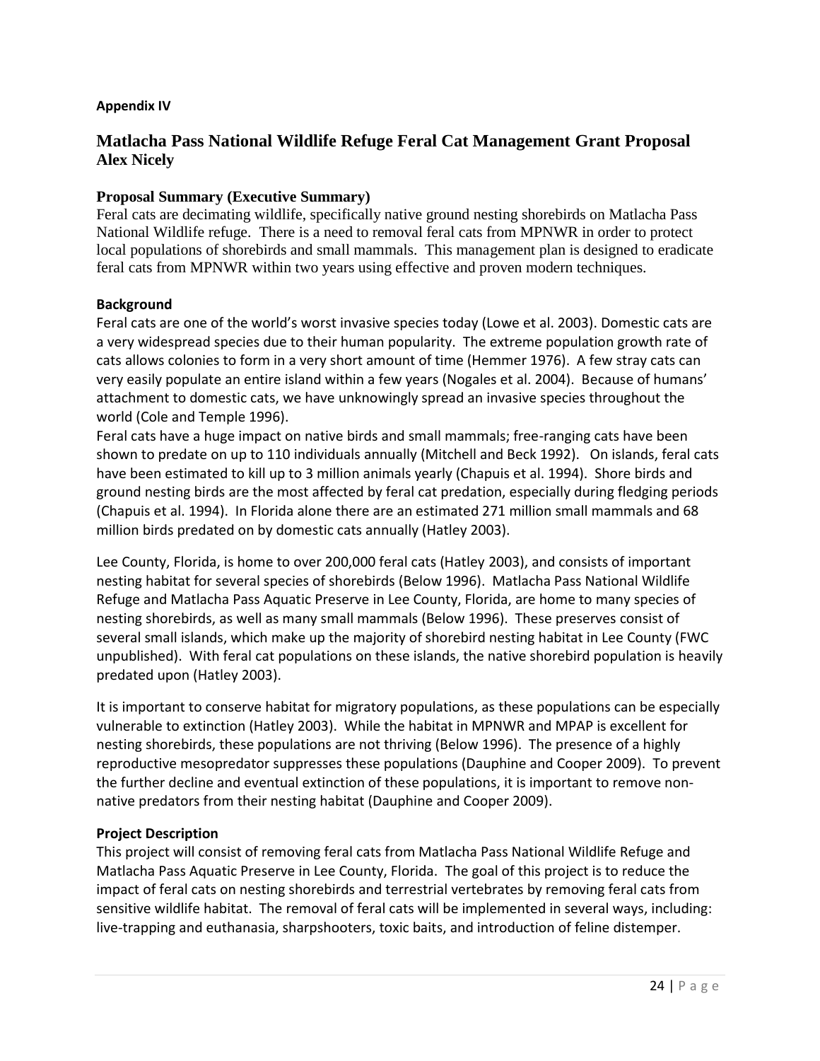**Appendix IV**

## Matlacha Pass National Wildlife Refuge Feral Cat Management Grant Proposal
**Alex Nicely**

### Proposal Summary (Executive Summary)

Feral cats are decimating wildlife, specifically native ground nesting shorebirds on Matlacha Pass National Wildlife refuge. There is a need to removal feral cats from MPNWR in order to protect local populations of shorebirds and small mammals. This management plan is designed to eradicate feral cats from MPNWR within two years using effective and proven modern techniques.

### Background

Feral cats are one of the world's worst invasive species today (Lowe et al. 2003). Domestic cats are a very widespread species due to their human popularity. The extreme population growth rate of cats allows colonies to form in a very short amount of time (Hemmer 1976). A few stray cats can very easily populate an entire island within a few years (Nogales et al. 2004). Because of humans' attachment to domestic cats, we have unknowingly spread an invasive species throughout the world (Cole and Temple 1996).

Feral cats have a huge impact on native birds and small mammals; free-ranging cats have been shown to predate on up to 110 individuals annually (Mitchell and Beck 1992). On islands, feral cats have been estimated to kill up to 3 million animals yearly (Chapuis et al. 1994). Shore birds and ground nesting birds are the most affected by feral cat predation, especially during fledging periods (Chapuis et al. 1994). In Florida alone there are an estimated 271 million small mammals and 68 million birds predated on by domestic cats annually (Hatley 2003).

Lee County, Florida, is home to over 200,000 feral cats (Hatley 2003), and consists of important nesting habitat for several species of shorebirds (Below 1996). Matlacha Pass National Wildlife Refuge and Matlacha Pass Aquatic Preserve in Lee County, Florida, are home to many species of nesting shorebirds, as well as many small mammals (Below 1996). These preserves consist of several small islands, which make up the majority of shorebird nesting habitat in Lee County (FWC unpublished). With feral cat populations on these islands, the native shorebird population is heavily predated upon (Hatley 2003).

It is important to conserve habitat for migratory populations, as these populations can be especially vulnerable to extinction (Hatley 2003). While the habitat in MPNWR and MPAP is excellent for nesting shorebirds, these populations are not thriving (Below 1996). The presence of a highly reproductive mesopredator suppresses these populations (Dauphine and Cooper 2009). To prevent the further decline and eventual extinction of these populations, it is important to remove non-native predators from their nesting habitat (Dauphine and Cooper 2009).

### Project Description

This project will consist of removing feral cats from Matlacha Pass National Wildlife Refuge and Matlacha Pass Aquatic Preserve in Lee County, Florida. The goal of this project is to reduce the impact of feral cats on nesting shorebirds and terrestrial vertebrates by removing feral cats from sensitive wildlife habitat. The removal of feral cats will be implemented in several ways, including: live-trapping and euthanasia, sharpshooters, toxic baits, and introduction of feline distemper.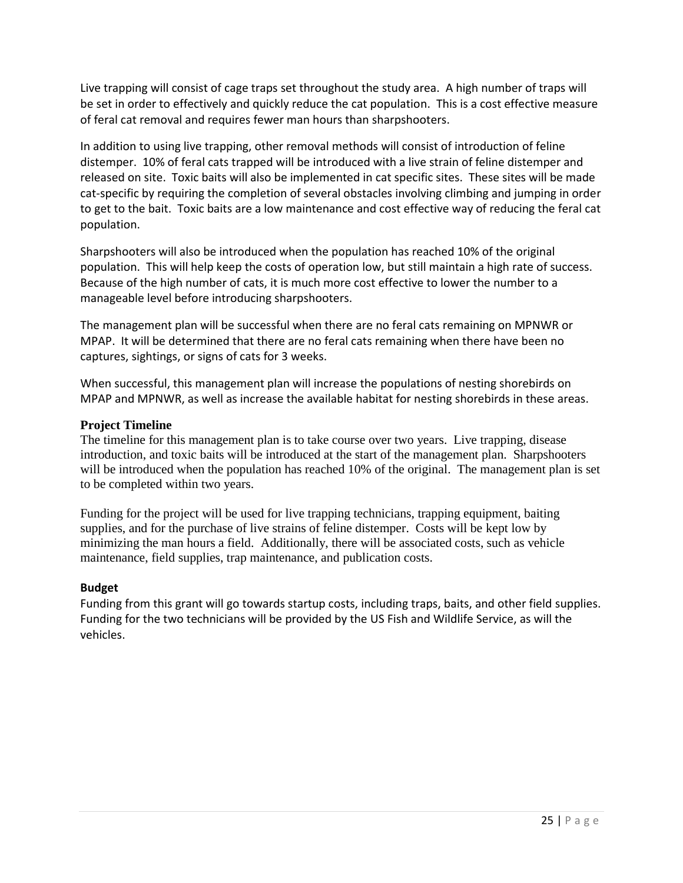Live trapping will consist of cage traps set throughout the study area. A high number of traps will be set in order to effectively and quickly reduce the cat population. This is a cost effective measure of feral cat removal and requires fewer man hours than sharpshooters.

In addition to using live trapping, other removal methods will consist of introduction of feline distemper. 10% of feral cats trapped will be introduced with a live strain of feline distemper and released on site. Toxic baits will also be implemented in cat specific sites. These sites will be made cat-specific by requiring the completion of several obstacles involving climbing and jumping in order to get to the bait. Toxic baits are a low maintenance and cost effective way of reducing the feral cat population.

Sharpshooters will also be introduced when the population has reached 10% of the original population. This will help keep the costs of operation low, but still maintain a high rate of success. Because of the high number of cats, it is much more cost effective to lower the number to a manageable level before introducing sharpshooters.

The management plan will be successful when there are no feral cats remaining on MPNWR or MPAP. It will be determined that there are no feral cats remaining when there have been no captures, sightings, or signs of cats for 3 weeks.

When successful, this management plan will increase the populations of nesting shorebirds on MPAP and MPNWR, as well as increase the available habitat for nesting shorebirds in these areas.

**Project Timeline**

The timeline for this management plan is to take course over two years. Live trapping, disease introduction, and toxic baits will be introduced at the start of the management plan. Sharpshooters will be introduced when the population has reached 10% of the original. The management plan is set to be completed within two years.

Funding for the project will be used for live trapping technicians, trapping equipment, baiting supplies, and for the purchase of live strains of feline distemper. Costs will be kept low by minimizing the man hours a field. Additionally, there will be associated costs, such as vehicle maintenance, field supplies, trap maintenance, and publication costs.

**Budget**

Funding from this grant will go towards startup costs, including traps, baits, and other field supplies. Funding for the two technicians will be provided by the US Fish and Wildlife Service, as will the vehicles.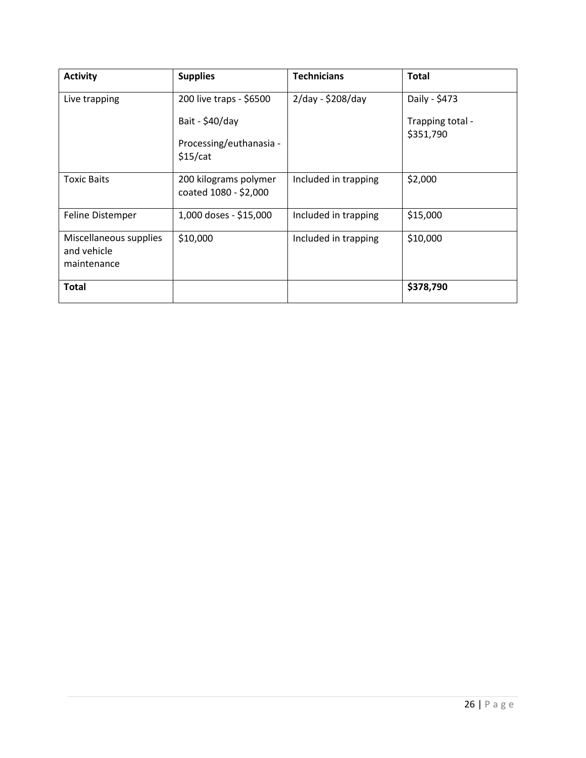| **Activity** | **Supplies** | **Technicians** | **Total** |
|---|---|---|---|
| Live trapping | 200 live traps - $6500<br><br>Bait - $40/day<br><br>Processing/euthanasia - $15/cat | 2/day - $208/day | Daily - $473<br><br>Trapping total - $351,790 |
| Toxic Baits | 200 kilograms polymer coated 1080 - $2,000 | Included in trapping | $2,000 |
| Feline Distemper | 1,000 doses - $15,000 | Included in trapping | $15,000 |
| Miscellaneous supplies and vehicle maintenance | $10,000 | Included in trapping | $10,000 |
| **Total** | | | **$378,790** |